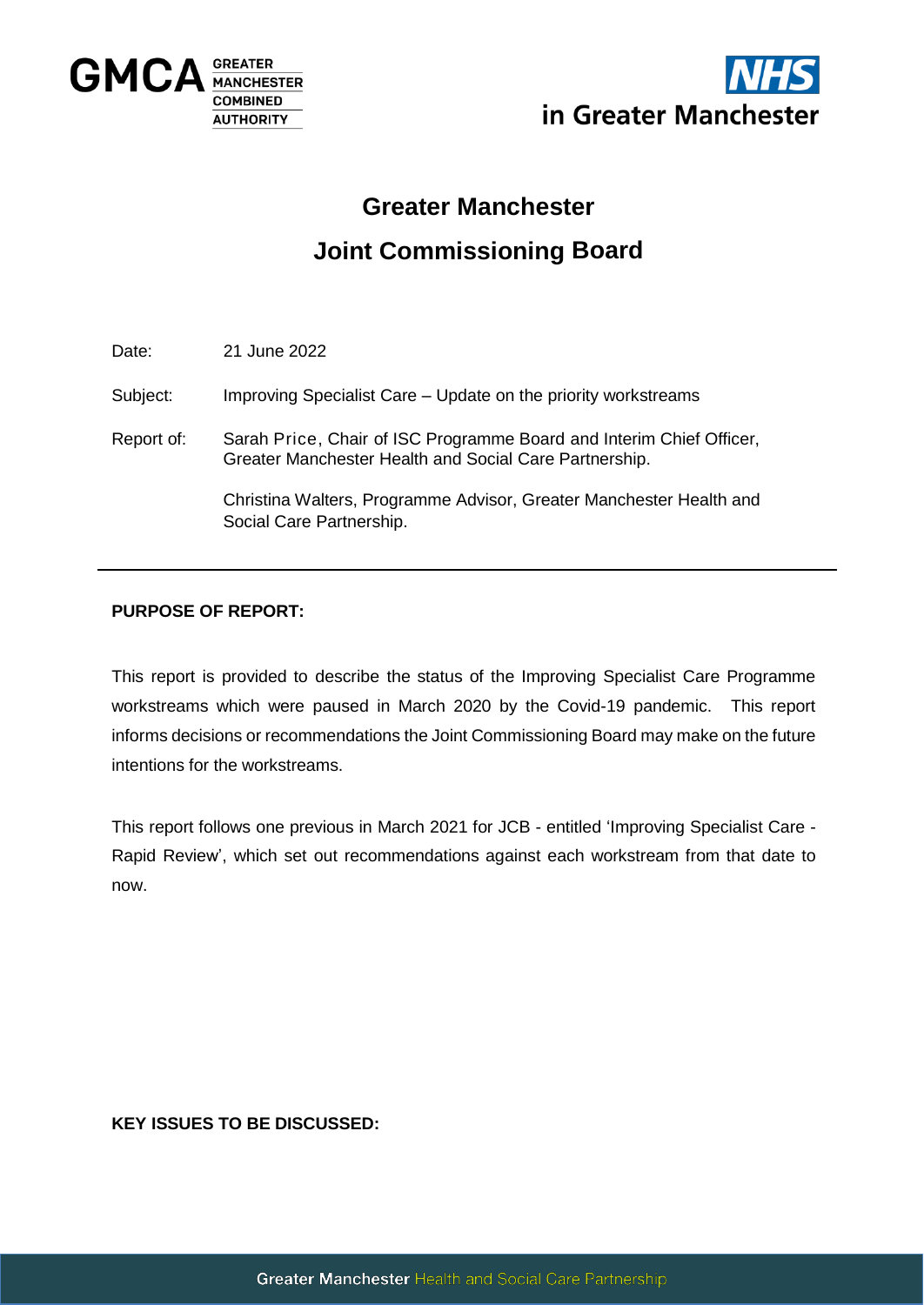# Greater Manchester
# Joint Commissioning Board

Date: 21 June 2022

Subject: Improving Specialist Care – Update on the priority workstreams

Report of: Sarah Price, Chair of ISC Programme Board and Interim Chief Officer, Greater Manchester Health and Social Care Partnership.

Christina Walters, Programme Advisor, Greater Manchester Health and Social Care Partnership.

---

**PURPOSE OF REPORT:**

This report is provided to describe the status of the Improving Specialist Care Programme workstreams which were paused in March 2020 by the Covid-19 pandemic. This report informs decisions or recommendations the Joint Commissioning Board may make on the future intentions for the workstreams.

This report follows one previous in March 2021 for JCB - entitled 'Improving Specialist Care - Rapid Review', which set out recommendations against each workstream from that date to now.

**KEY ISSUES TO BE DISCUSSED:**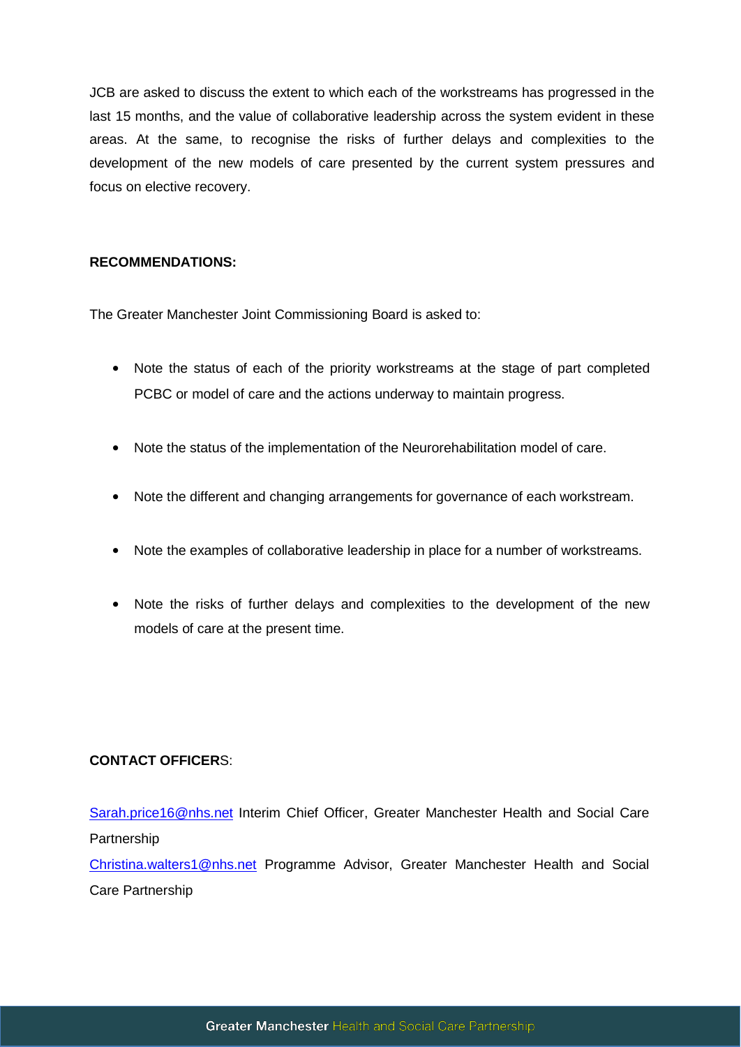JCB are asked to discuss the extent to which each of the workstreams has progressed in the last 15 months, and the value of collaborative leadership across the system evident in these areas. At the same, to recognise the risks of further delays and complexities to the development of the new models of care presented by the current system pressures and focus on elective recovery.

**RECOMMENDATIONS:**

The Greater Manchester Joint Commissioning Board is asked to:

- Note the status of each of the priority workstreams at the stage of part completed PCBC or model of care and the actions underway to maintain progress.
- Note the status of the implementation of the Neurorehabilitation model of care.
- Note the different and changing arrangements for governance of each workstream.
- Note the examples of collaborative leadership in place for a number of workstreams.
- Note the risks of further delays and complexities to the development of the new models of care at the present time.

**CONTACT OFFICER**S:

Sarah.price16@nhs.net Interim Chief Officer, Greater Manchester Health and Social Care Partnership

Christina.walters1@nhs.net Programme Advisor, Greater Manchester Health and Social Care Partnership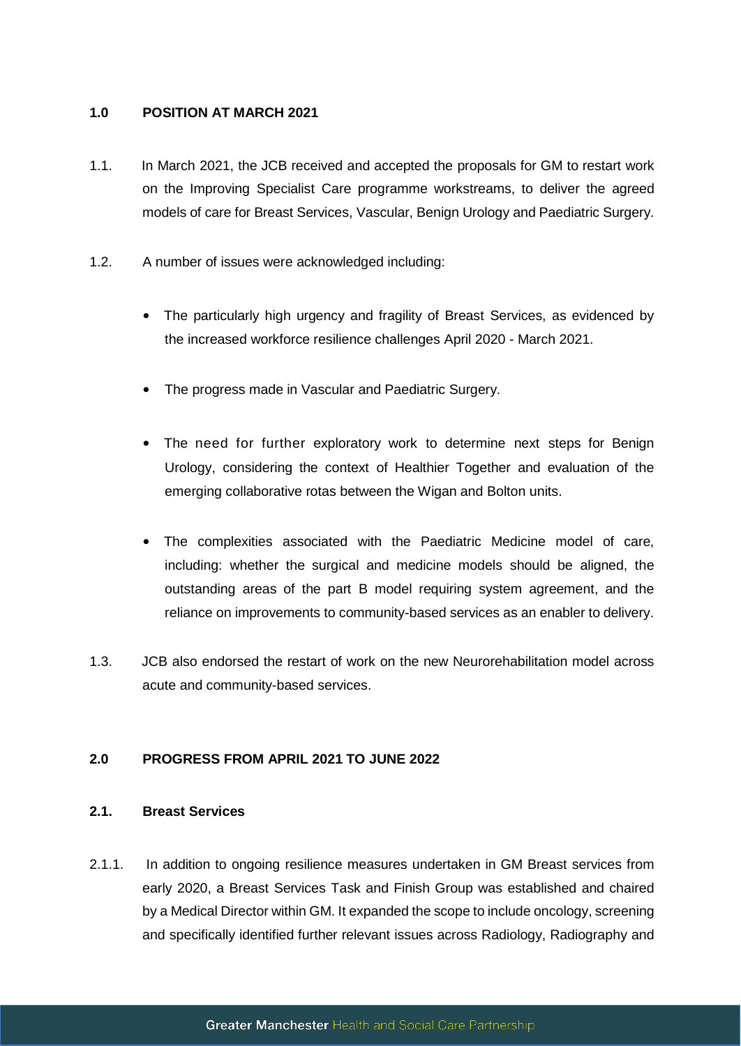## 1.0 POSITION AT MARCH 2021

1.1. In March 2021, the JCB received and accepted the proposals for GM to restart work on the Improving Specialist Care programme workstreams, to deliver the agreed models of care for Breast Services, Vascular, Benign Urology and Paediatric Surgery.

1.2. A number of issues were acknowledged including:

- The particularly high urgency and fragility of Breast Services, as evidenced by the increased workforce resilience challenges April 2020 - March 2021.
- The progress made in Vascular and Paediatric Surgery.
- The need for further exploratory work to determine next steps for Benign Urology, considering the context of Healthier Together and evaluation of the emerging collaborative rotas between the Wigan and Bolton units.
- The complexities associated with the Paediatric Medicine model of care, including: whether the surgical and medicine models should be aligned, the outstanding areas of the part B model requiring system agreement, and the reliance on improvements to community-based services as an enabler to delivery.

1.3. JCB also endorsed the restart of work on the new Neurorehabilitation model across acute and community-based services.

## 2.0 PROGRESS FROM APRIL 2021 TO JUNE 2022

### 2.1. Breast Services

2.1.1. In addition to ongoing resilience measures undertaken in GM Breast services from early 2020, a Breast Services Task and Finish Group was established and chaired by a Medical Director within GM. It expanded the scope to include oncology, screening and specifically identified further relevant issues across Radiology, Radiography and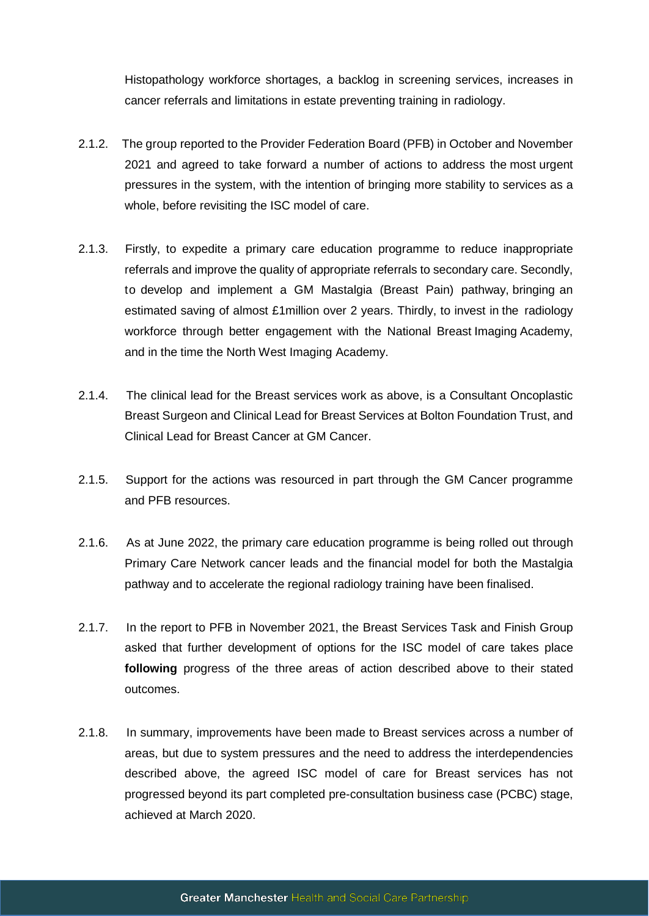Histopathology workforce shortages, a backlog in screening services, increases in cancer referrals and limitations in estate preventing training in radiology.

2.1.2. The group reported to the Provider Federation Board (PFB) in October and November 2021 and agreed to take forward a number of actions to address the most urgent pressures in the system, with the intention of bringing more stability to services as a whole, before revisiting the ISC model of care.

2.1.3. Firstly, to expedite a primary care education programme to reduce inappropriate referrals and improve the quality of appropriate referrals to secondary care. Secondly, to develop and implement a GM Mastalgia (Breast Pain) pathway, bringing an estimated saving of almost £1million over 2 years. Thirdly, to invest in the radiology workforce through better engagement with the National Breast Imaging Academy, and in the time the North West Imaging Academy.

2.1.4. The clinical lead for the Breast services work as above, is a Consultant Oncoplastic Breast Surgeon and Clinical Lead for Breast Services at Bolton Foundation Trust, and Clinical Lead for Breast Cancer at GM Cancer.

2.1.5. Support for the actions was resourced in part through the GM Cancer programme and PFB resources.

2.1.6. As at June 2022, the primary care education programme is being rolled out through Primary Care Network cancer leads and the financial model for both the Mastalgia pathway and to accelerate the regional radiology training have been finalised.

2.1.7. In the report to PFB in November 2021, the Breast Services Task and Finish Group asked that further development of options for the ISC model of care takes place **following** progress of the three areas of action described above to their stated outcomes.

2.1.8. In summary, improvements have been made to Breast services across a number of areas, but due to system pressures and the need to address the interdependencies described above, the agreed ISC model of care for Breast services has not progressed beyond its part completed pre-consultation business case (PCBC) stage, achieved at March 2020.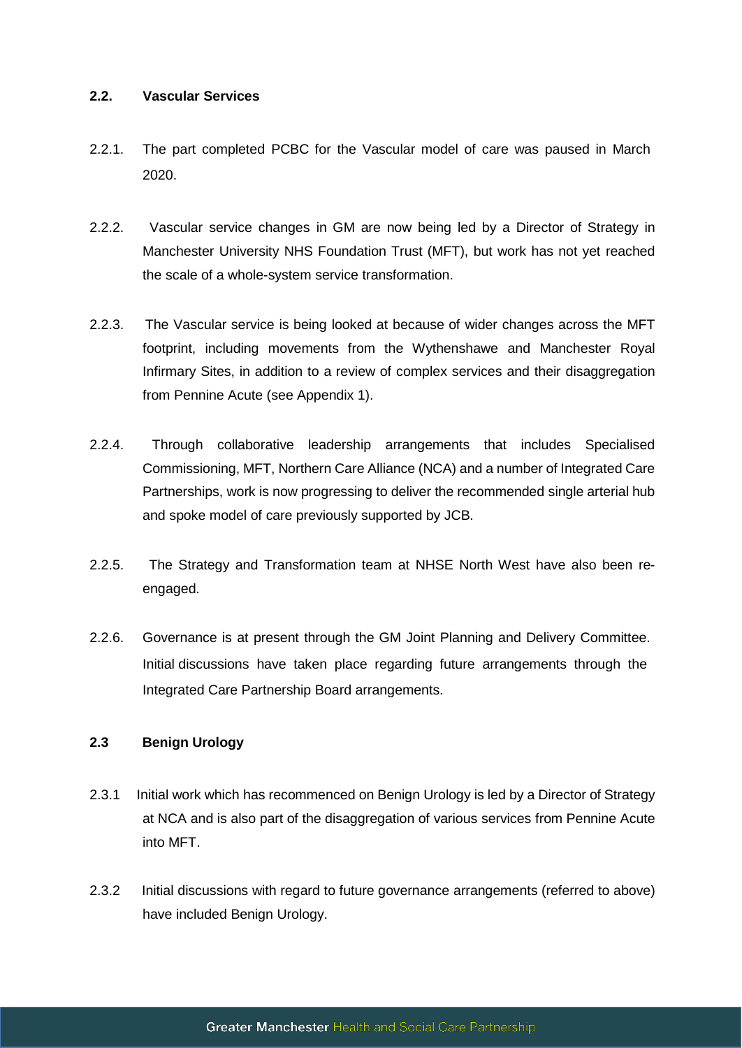## 2.2. Vascular Services

2.2.1. The part completed PCBC for the Vascular model of care was paused in March 2020.

2.2.2. Vascular service changes in GM are now being led by a Director of Strategy in Manchester University NHS Foundation Trust (MFT), but work has not yet reached the scale of a whole-system service transformation.

2.2.3. The Vascular service is being looked at because of wider changes across the MFT footprint, including movements from the Wythenshawe and Manchester Royal Infirmary Sites, in addition to a review of complex services and their disaggregation from Pennine Acute (see Appendix 1).

2.2.4. Through collaborative leadership arrangements that includes Specialised Commissioning, MFT, Northern Care Alliance (NCA) and a number of Integrated Care Partnerships, work is now progressing to deliver the recommended single arterial hub and spoke model of care previously supported by JCB.

2.2.5. The Strategy and Transformation team at NHSE North West have also been re-engaged.

2.2.6. Governance is at present through the GM Joint Planning and Delivery Committee. Initial discussions have taken place regarding future arrangements through the Integrated Care Partnership Board arrangements.

## 2.3 Benign Urology

2.3.1 Initial work which has recommenced on Benign Urology is led by a Director of Strategy at NCA and is also part of the disaggregation of various services from Pennine Acute into MFT.

2.3.2 Initial discussions with regard to future governance arrangements (referred to above) have included Benign Urology.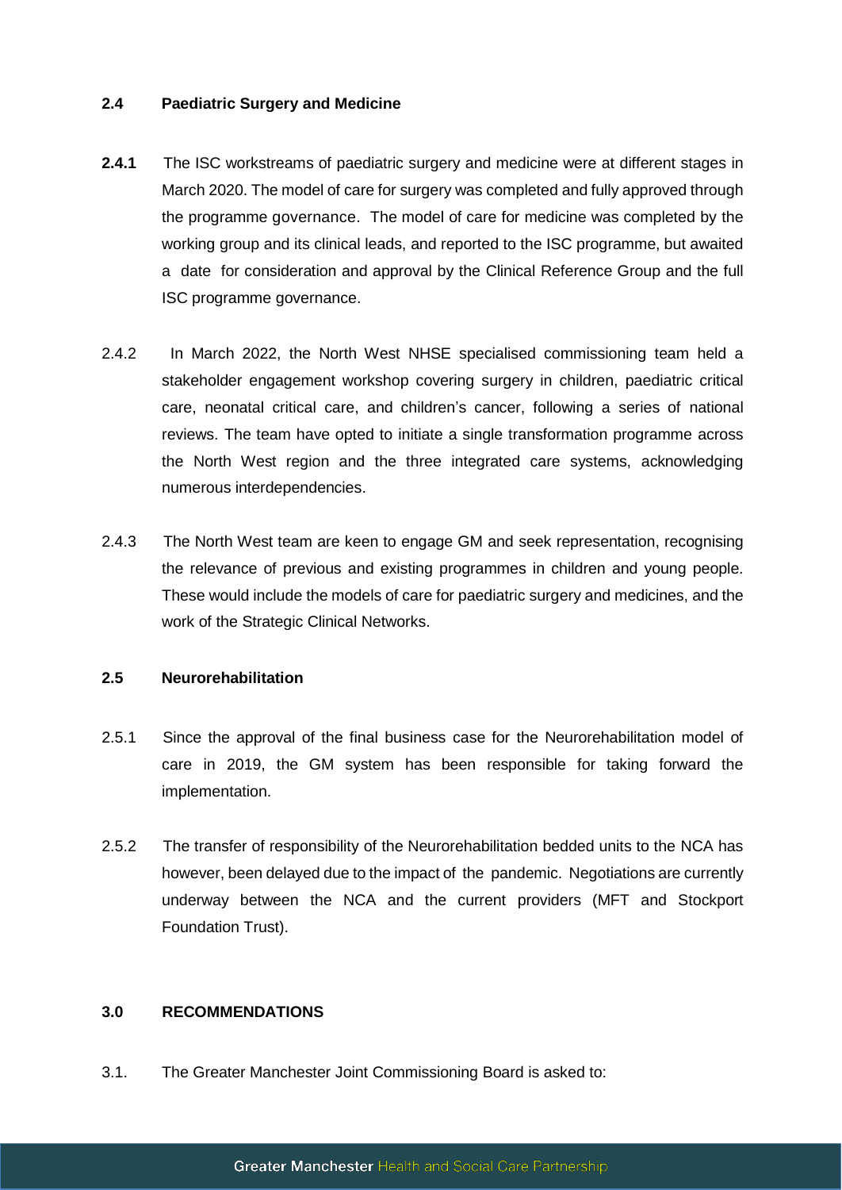### 2.4 Paediatric Surgery and Medicine

**2.4.1** The ISC workstreams of paediatric surgery and medicine were at different stages in March 2020. The model of care for surgery was completed and fully approved through the programme governance. The model of care for medicine was completed by the working group and its clinical leads, and reported to the ISC programme, but awaited a date for consideration and approval by the Clinical Reference Group and the full ISC programme governance.

2.4.2 In March 2022, the North West NHSE specialised commissioning team held a stakeholder engagement workshop covering surgery in children, paediatric critical care, neonatal critical care, and children's cancer, following a series of national reviews. The team have opted to initiate a single transformation programme across the North West region and the three integrated care systems, acknowledging numerous interdependencies.

2.4.3 The North West team are keen to engage GM and seek representation, recognising the relevance of previous and existing programmes in children and young people. These would include the models of care for paediatric surgery and medicines, and the work of the Strategic Clinical Networks.

### 2.5 Neurorehabilitation

2.5.1 Since the approval of the final business case for the Neurorehabilitation model of care in 2019, the GM system has been responsible for taking forward the implementation.

2.5.2 The transfer of responsibility of the Neurorehabilitation bedded units to the NCA has however, been delayed due to the impact of the pandemic. Negotiations are currently underway between the NCA and the current providers (MFT and Stockport Foundation Trust).

## 3.0 RECOMMENDATIONS

3.1. The Greater Manchester Joint Commissioning Board is asked to: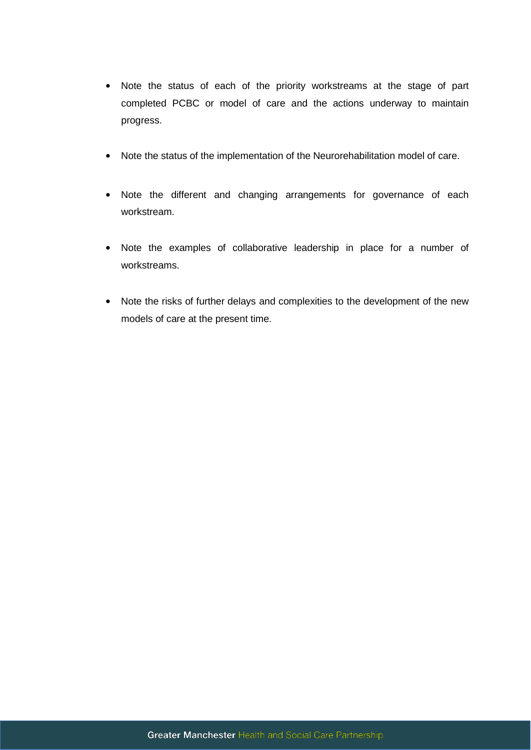- Note the status of each of the priority workstreams at the stage of part completed PCBC or model of care and the actions underway to maintain progress.

- Note the status of the implementation of the Neurorehabilitation model of care.

- Note the different and changing arrangements for governance of each workstream.

- Note the examples of collaborative leadership in place for a number of workstreams.

- Note the risks of further delays and complexities to the development of the new models of care at the present time.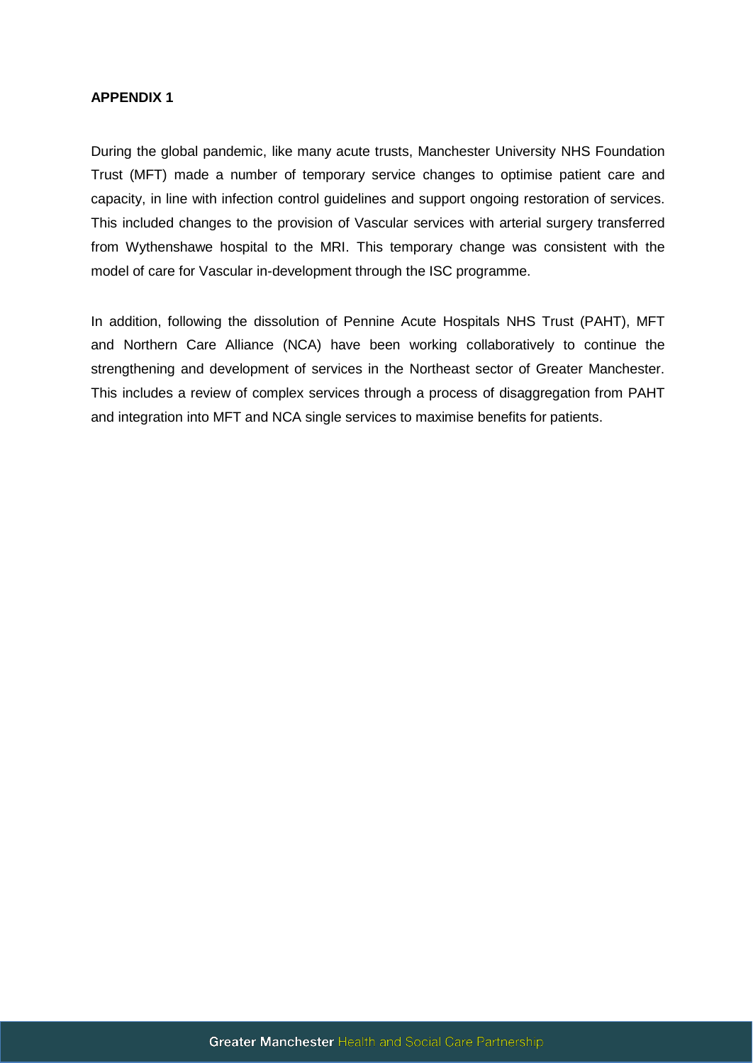**APPENDIX 1**

During the global pandemic, like many acute trusts, Manchester University NHS Foundation Trust (MFT) made a number of temporary service changes to optimise patient care and capacity, in line with infection control guidelines and support ongoing restoration of services. This included changes to the provision of Vascular services with arterial surgery transferred from Wythenshawe hospital to the MRI. This temporary change was consistent with the model of care for Vascular in-development through the ISC programme.

In addition, following the dissolution of Pennine Acute Hospitals NHS Trust (PAHT), MFT and Northern Care Alliance (NCA) have been working collaboratively to continue the strengthening and development of services in the Northeast sector of Greater Manchester. This includes a review of complex services through a process of disaggregation from PAHT and integration into MFT and NCA single services to maximise benefits for patients.